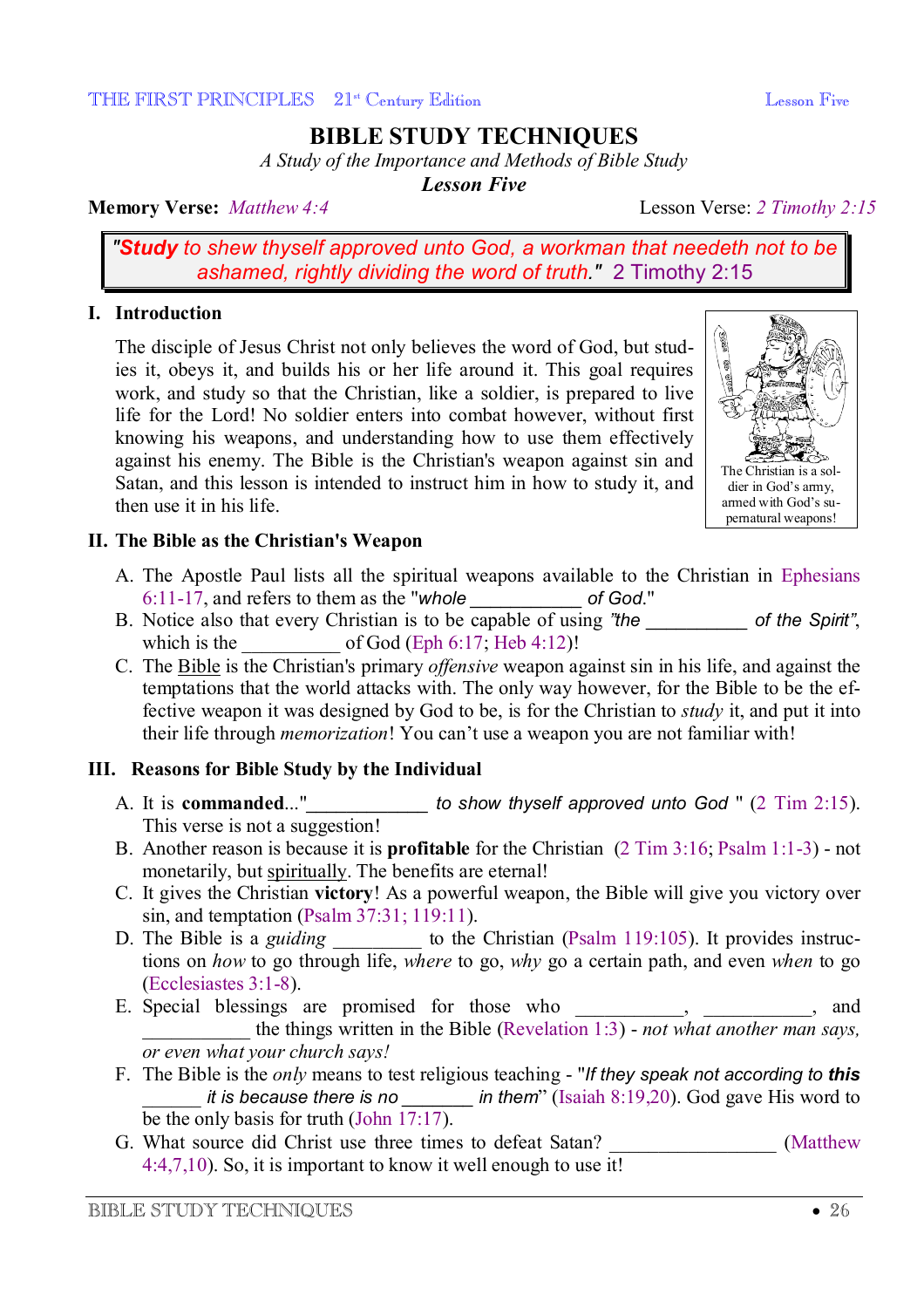# BIBLE STUDY TECHNIQUES

*A Study of the Importance and Methods of Bible Study*

***Lesson Five***

**Memory Verse:** *Matthew 4:4* Lesson Verse: *2 Timothy 2:15*

> *"**Study** to shew thyself approved unto God, a workman that needeth not to be ashamed, rightly dividing the word of truth."* 2 Timothy 2:15

## I. Introduction

The disciple of Jesus Christ not only believes the word of God, but studies it, obeys it, and builds his or her life around it. This goal requires work, and study so that the Christian, like a soldier, is prepared to live life for the Lord! No soldier enters into combat however, without first knowing his weapons, and understanding how to use them effectively against his enemy. The Bible is the Christian's weapon against sin and Satan, and this lesson is intended to instruct him in how to study it, and then use it in his life.

The Christian is a soldier in God's army, armed with God's supernatural weapons!

## II. The Bible as the Christian's Weapon

A. The Apostle Paul lists all the spiritual weapons available to the Christian in Ephesians 6:11-17, and refers to them as the "*whole ___________ of God.*"

B. Notice also that every Christian is to be capable of using *"the __________ of the Spirit"*, which is the __________ of God (Eph 6:17; Heb 4:12)!

C. The Bible is the Christian's primary *offensive* weapon against sin in his life, and against the temptations that the world attacks with. The only way however, for the Bible to be the effective weapon it was designed by God to be, is for the Christian to *study* it, and put it into their life through *memorization*! You can't use a weapon you are not familiar with!

## III. Reasons for Bible Study by the Individual

A. It is **commanded**..."____________ *to show thyself approved unto God* " (2 Tim 2:15). This verse is not a suggestion!

B. Another reason is because it is **profitable** for the Christian (2 Tim 3:16; Psalm 1:1-3) - not monetarily, but spiritually. The benefits are eternal!

C. It gives the Christian **victory**! As a powerful weapon, the Bible will give you victory over sin, and temptation (Psalm 37:31; 119:11).

D. The Bible is a *guiding* _________ to the Christian (Psalm 119:105). It provides instructions on *how* to go through life, *where* to go, *why* go a certain path, and even *when* to go (Ecclesiastes 3:1-8).

E. Special blessings are promised for those who ___________, ___________, and ___________ the things written in the Bible (Revelation 1:3) - *not what another man says, or even what your church says!*

F. The Bible is the *only* means to test religious teaching - "*If they speak not according to **this** ______ it is because there is no _______ in them*" (Isaiah 8:19,20). God gave His word to be the only basis for truth (John 17:17).

G. What source did Christ use three times to defeat Satan? _________________ (Matthew 4:4,7,10). So, it is important to know it well enough to use it!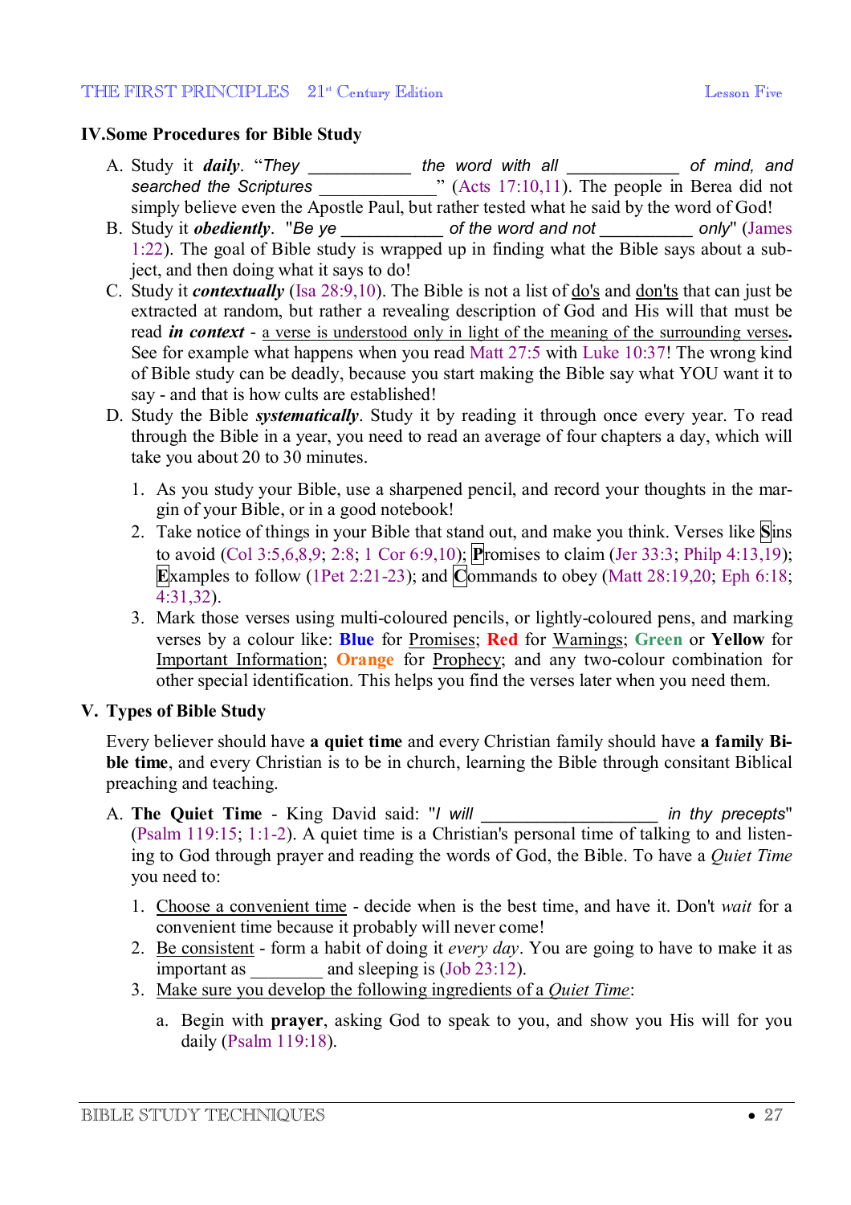## IV. Some Procedures for Bible Study

A. Study it ***daily***. "*They \_\_\_\_\_\_\_\_\_\_\_ the word with all \_\_\_\_\_\_\_\_\_\_\_\_ of mind, and searched the Scriptures \_\_\_\_\_\_\_\_\_\_\_\_\_*" (Acts 17:10,11). The people in Berea did not simply believe even the Apostle Paul, but rather tested what he said by the word of God!

B. Study it ***obediently***. "*Be ye \_\_\_\_\_\_\_\_\_\_\_ of the word and not \_\_\_\_\_\_\_\_\_\_ only*" (James 1:22). The goal of Bible study is wrapped up in finding what the Bible says about a subject, and then doing what it says to do!

C. Study it ***contextually*** (Isa 28:9,10). The Bible is not a list of <u>do's</u> and <u>don'ts</u> that can just be extracted at random, but rather a revealing description of God and His will that must be read ***in context*** - <u>a verse is understood only in light of the meaning of the surrounding verses</u>**.** See for example what happens when you read Matt 27:5 with Luke 10:37! The wrong kind of Bible study can be deadly, because you start making the Bible say what YOU want it to say - and that is how cults are established!

D. Study the Bible ***systematically***. Study it by reading it through once every year. To read through the Bible in a year, you need to read an average of four chapters a day, which will take you about 20 to 30 minutes.

1. As you study your Bible, use a sharpened pencil, and record your thoughts in the margin of your Bible, or in a good notebook!
2. Take notice of things in your Bible that stand out, and make you think. Verses like **S**ins to avoid (Col 3:5,6,8,9; 2:8; 1 Cor 6:9,10); **P**romises to claim (Jer 33:3; Philp 4:13,19); **E**xamples to follow (1Pet 2:21-23); and **C**ommands to obey (Matt 28:19,20; Eph 6:18; 4:31,32).
3. Mark those verses using multi-coloured pencils, or lightly-coloured pens, and marking verses by a colour like: **Blue** for <u>Promises</u>; **Red** for <u>Warnings</u>; **Green** or **Yellow** for <u>Important Information</u>; **Orange** for <u>Prophecy</u>; and any two-colour combination for other special identification. This helps you find the verses later when you need them.

## V. Types of Bible Study

Every believer should have **a quiet time** and every Christian family should have **a family Bible time**, and every Christian is to be in church, learning the Bible through consitant Biblical preaching and teaching.

A. **The Quiet Time** - King David said: "*I will \_\_\_\_\_\_\_\_\_\_\_\_\_\_\_\_\_\_\_\_ in thy precepts*" (Psalm 119:15; 1:1-2). A quiet time is a Christian's personal time of talking to and listening to God through prayer and reading the words of God, the Bible. To have a *Quiet Time* you need to:

1. <u>Choose a convenient time</u> - decide when is the best time, and have it. Don't *wait* for a convenient time because it probably will never come!
2. <u>Be consistent</u> - form a habit of doing it *every day*. You are going to have to make it as important as \_\_\_\_\_\_\_\_ and sleeping is (Job 23:12).
3. <u>Make sure you develop the following ingredients of a *Quiet Time*</u>:

   a. Begin with **prayer**, asking God to speak to you, and show you His will for you daily (Psalm 119:18).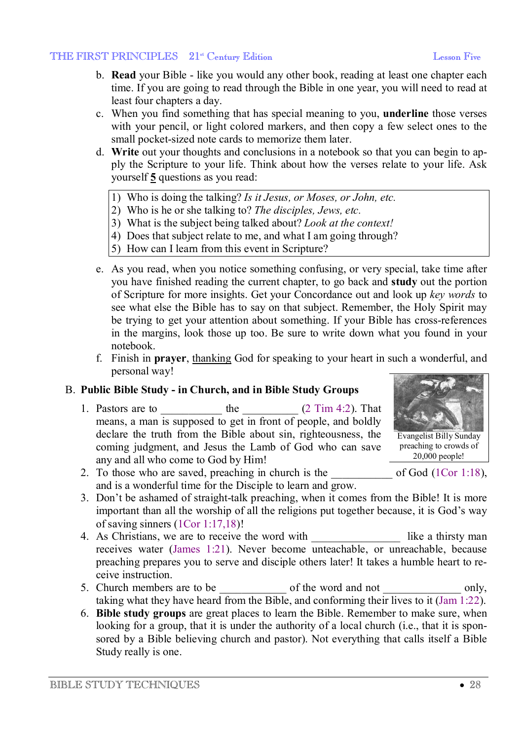b. **Read** your Bible - like you would any other book, reading at least one chapter each time. If you are going to read through the Bible in one year, you will need to read at least four chapters a day.

c. When you find something that has special meaning to you, **underline** those verses with your pencil, or light colored markers, and then copy a few select ones to the small pocket-sized note cards to memorize them later.

d. **Write** out your thoughts and conclusions in a notebook so that you can begin to apply the Scripture to your life. Think about how the verses relate to your life. Ask yourself **5** questions as you read:

| |
|---|
| 1) Who is doing the talking? *Is it Jesus, or Moses, or John, etc.* |
| 2) Who is he or she talking to? *The disciples, Jews, etc.* |
| 3) What is the subject being talked about? *Look at the context!* |
| 4) Does that subject relate to me, and what I am going through? |
| 5) How can I learn from this event in Scripture? |

e. As you read, when you notice something confusing, or very special, take time after you have finished reading the current chapter, to go back and **study** out the portion of Scripture for more insights. Get your Concordance out and look up *key words* to see what else the Bible has to say on that subject. Remember, the Holy Spirit may be trying to get your attention about something. If your Bible has cross-references in the margins, look those up too. Be sure to write down what you found in your notebook.

f. Finish in **prayer**, thanking God for speaking to your heart in such a wonderful, and personal way!

## B. Public Bible Study - in Church, and in Bible Study Groups

Evangelist Billy Sunday preaching to crowds of 20,000 people!

1. Pastors are to ___________ the _________ (2 Tim 4:2). That means, a man is supposed to get in front of people, and boldly declare the truth from the Bible about sin, righteousness, the coming judgment, and Jesus the Lamb of God who can save any and all who come to God by Him!
2. To those who are saved, preaching in church is the ___________ of God (1Cor 1:18), and is a wonderful time for the Disciple to learn and grow.
3. Don't be ashamed of straight-talk preaching, when it comes from the Bible! It is more important than all the worship of all the religions put together because, it is God's way of saving sinners (1Cor 1:17,18)!
4. As Christians, we are to receive the word with ________________ like a thirsty man receives water (James 1:21). Never become unteachable, or unreachable, because preaching prepares you to serve and disciple others later! It takes a humble heart to receive instruction.
5. Church members are to be ____________ of the word and not ______________ only, taking what they have heard from the Bible, and conforming their lives to it (Jam 1:22).
6. **Bible study groups** are great places to learn the Bible. Remember to make sure, when looking for a group, that it is under the authority of a local church (i.e., that it is sponsored by a Bible believing church and pastor). Not everything that calls itself a Bible Study really is one.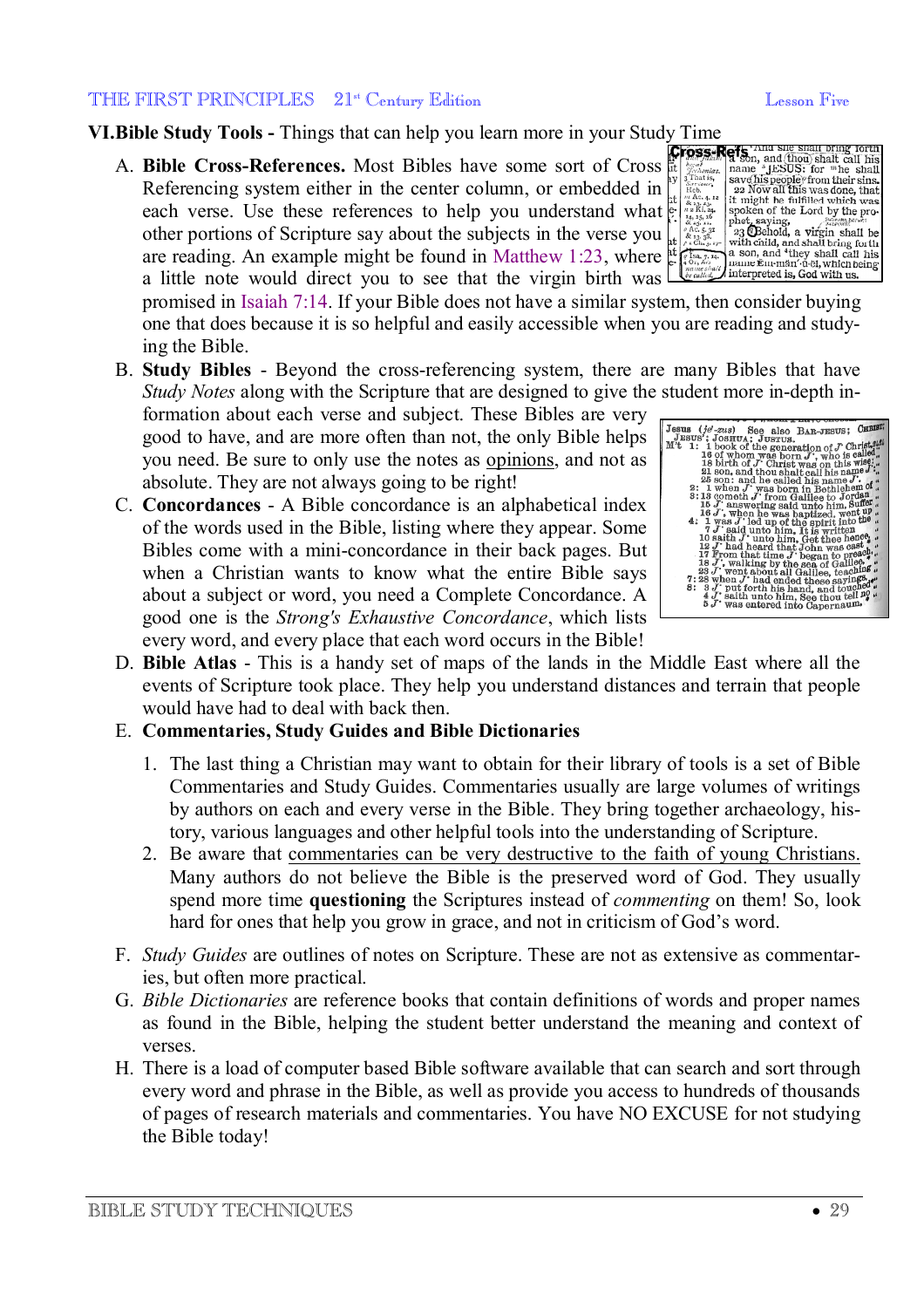## VI. Bible Study Tools - Things that can help you learn more in your Study Time

A. **Bible Cross-References.** Most Bibles have some sort of Cross Referencing system either in the center column, or embedded in each verse. Use these references to help you understand what other portions of Scripture say about the subjects in the verse you are reading. An example might be found in Matthew 1:23, where a little note would direct you to see that the virgin birth was promised in Isaiah 7:14. If your Bible does not have a similar system, then consider buying one that does because it is so helpful and easily accessible when you are reading and studying the Bible.

B. **Study Bibles** - Beyond the cross-referencing system, there are many Bibles that have *Study Notes* along with the Scripture that are designed to give the student more in-depth information about each verse and subject. These Bibles are very good to have, and are more often than not, the only Bible helps you need. Be sure to only use the notes as <u>opinions</u>, and not as absolute. They are not always going to be right!

C. **Concordances** - A Bible concordance is an alphabetical index of the words used in the Bible, listing where they appear. Some Bibles come with a mini-concordance in their back pages. But when a Christian wants to know what the entire Bible says about a subject or word, you need a Complete Concordance. A good one is the *Strong's Exhaustive Concordance*, which lists every word, and every place that each word occurs in the Bible!

D. **Bible Atlas** - This is a handy set of maps of the lands in the Middle East where all the events of Scripture took place. They help you understand distances and terrain that people would have had to deal with back then.

E. **Commentaries, Study Guides and Bible Dictionaries**

1. The last thing a Christian may want to obtain for their library of tools is a set of Bible Commentaries and Study Guides. Commentaries usually are large volumes of writings by authors on each and every verse in the Bible. They bring together archaeology, history, various languages and other helpful tools into the understanding of Scripture.
2. Be aware that <u>commentaries can be very destructive to the faith of young Christians.</u> Many authors do not believe the Bible is the preserved word of God. They usually spend more time **questioning** the Scriptures instead of *commenting* on them! So, look hard for ones that help you grow in grace, and not in criticism of God's word.

F. *Study Guides* are outlines of notes on Scripture. These are not as extensive as commentaries, but often more practical.

G. *Bible Dictionaries* are reference books that contain definitions of words and proper names as found in the Bible, helping the student better understand the meaning and context of verses.

H. There is a load of computer based Bible software available that can search and sort through every word and phrase in the Bible, as well as provide you access to hundreds of thousands of pages of research materials and commentaries. You have NO EXCUSE for not studying the Bible today!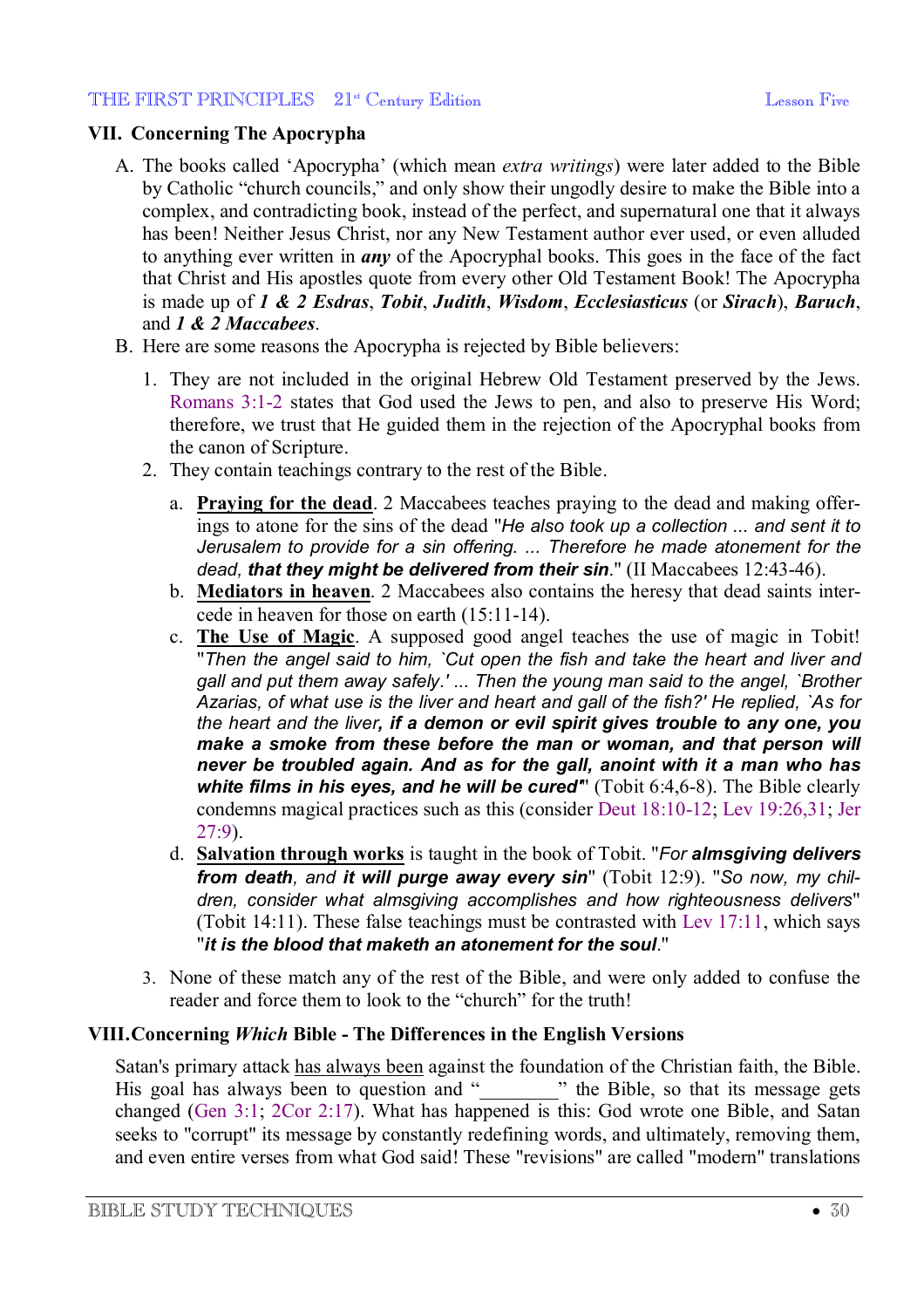## VII. Concerning The Apocrypha

A. The books called 'Apocrypha' (which mean *extra writings*) were later added to the Bible by Catholic "church councils," and only show their ungodly desire to make the Bible into a complex, and contradicting book, instead of the perfect, and supernatural one that it always has been! Neither Jesus Christ, nor any New Testament author ever used, or even alluded to anything ever written in ***any*** of the Apocryphal books. This goes in the face of the fact that Christ and His apostles quote from every other Old Testament Book! The Apocrypha is made up of ***1 & 2 Esdras***, ***Tobit***, ***Judith***, ***Wisdom***, ***Ecclesiasticus*** (or ***Sirach***), ***Baruch***, and ***1 & 2 Maccabees***.

B. Here are some reasons the Apocrypha is rejected by Bible believers:

1. They are not included in the original Hebrew Old Testament preserved by the Jews. Romans 3:1-2 states that God used the Jews to pen, and also to preserve His Word; therefore, we trust that He guided them in the rejection of the Apocryphal books from the canon of Scripture.

2. They contain teachings contrary to the rest of the Bible.

   a. **Praying for the dead**. 2 Maccabees teaches praying to the dead and making offerings to atone for the sins of the dead "*He also took up a collection ... and sent it to Jerusalem to provide for a sin offering. ... Therefore he made atonement for the dead, **that they might be delivered from their sin***." (II Maccabees 12:43-46).

   b. **Mediators in heaven**. 2 Maccabees also contains the heresy that dead saints intercede in heaven for those on earth (15:11-14).

   c. **The Use of Magic**. A supposed good angel teaches the use of magic in Tobit! "*Then the angel said to him, `Cut open the fish and take the heart and liver and gall and put them away safely.' ... Then the young man said to the angel, `Brother Azarias, of what use is the liver and heart and gall of the fish?' He replied, `As for the heart and the liver**, if a demon or evil spirit gives trouble to any one, you make a smoke from these before the man or woman, and that person will never be troubled again. And as for the gall, anoint with it a man who has white films in his eyes, and he will be cured***" (Tobit 6:4,6-8). The Bible clearly condemns magical practices such as this (consider Deut 18:10-12; Lev 19:26,31; Jer 27:9).

   d. **Salvation through works** is taught in the book of Tobit. "*For **almsgiving delivers from death**, and **it will purge away every sin***" (Tobit 12:9). "*So now, my children, consider what almsgiving accomplishes and how righteousness delivers*" (Tobit 14:11). These false teachings must be contrasted with Lev 17:11, which says "***it is the blood that maketh an atonement for the soul***."

3. None of these match any of the rest of the Bible, and were only added to confuse the reader and force them to look to the "church" for the truth!

## VIII. Concerning *Which* Bible - The Differences in the English Versions

Satan's primary attack has always been against the foundation of the Christian faith, the Bible. His goal has always been to question and "________" the Bible, so that its message gets changed (Gen 3:1; 2Cor 2:17). What has happened is this: God wrote one Bible, and Satan seeks to "corrupt" its message by constantly redefining words, and ultimately, removing them, and even entire verses from what God said! These "revisions" are called "modern" translations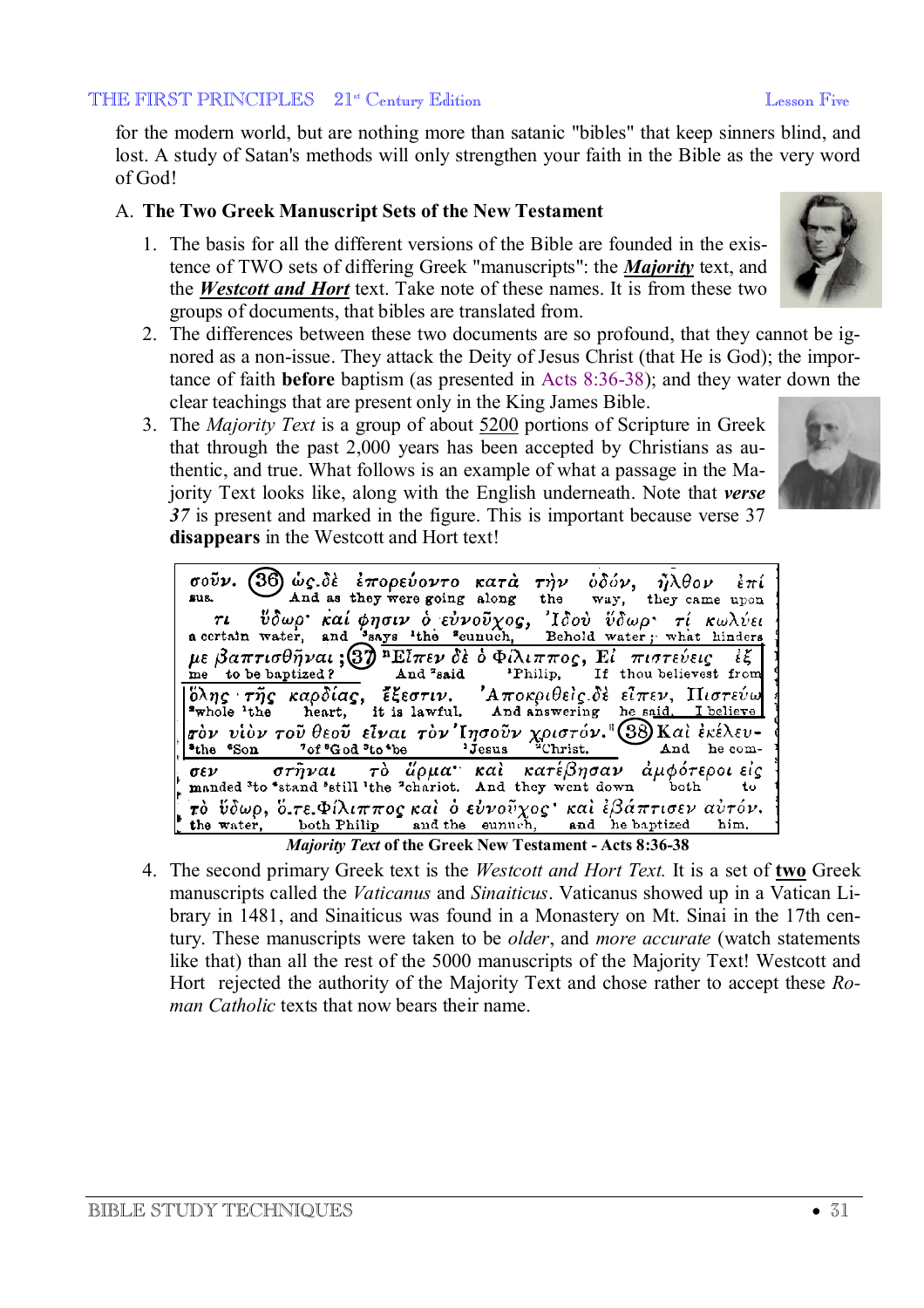for the modern world, but are nothing more than satanic "bibles" that keep sinners blind, and lost. A study of Satan's methods will only strengthen your faith in the Bible as the very word of God!

A. **The Two Greek Manuscript Sets of the New Testament**

1. The basis for all the different versions of the Bible are founded in the existence of TWO sets of differing Greek "manuscripts": the ***Majority*** text, and the ***Westcott and Hort*** text. Take note of these names. It is from these two groups of documents, that bibles are translated from.
2. The differences between these two documents are so profound, that they cannot be ignored as a non-issue. They attack the Deity of Jesus Christ (that He is God); the importance of faith **before** baptism (as presented in Acts 8:36-38); and they water down the clear teachings that are present only in the King James Bible.
3. The *Majority Text* is a group of about 5200 portions of Scripture in Greek that through the past 2,000 years has been accepted by Christians as authentic, and true. What follows is an example of what a passage in the Majority Text looks like, along with the English underneath. Note that ***verse 37*** is present and marked in the figure. This is important because verse 37 **disappears** in the Westcott and Hort text!

***Majority Text*** **of the Greek New Testament - Acts 8:36-38**

4. The second primary Greek text is the *Westcott and Hort Text.* It is a set of **two** Greek manuscripts called the *Vaticanus* and *Sinaiticus*. Vaticanus showed up in a Vatican Library in 1481, and Sinaiticus was found in a Monastery on Mt. Sinai in the 17th century. These manuscripts were taken to be *older*, and *more accurate* (watch statements like that) than all the rest of the 5000 manuscripts of the Majority Text! Westcott and Hort rejected the authority of the Majority Text and chose rather to accept these *Roman Catholic* texts that now bears their name.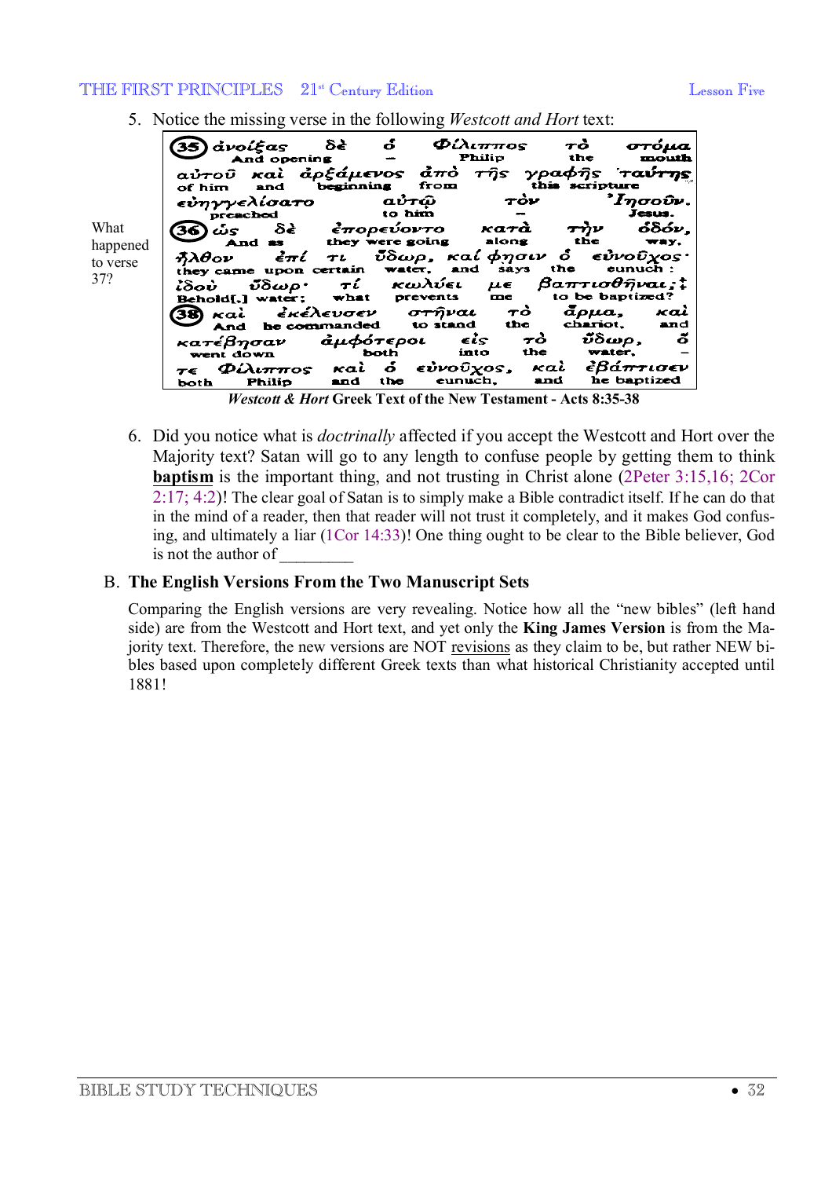5. Notice the missing verse in the following *Westcott and Hort* text:

What happened to verse 37?

| | | | | | |
|---|---|---|---|---|---|
| (35) ἀνοίξας | δὲ | ὁ | Φίλιππος | τὸ | στόμα |
| And opening | – | | Philip | the | mouth |
| αὐτοῦ | καὶ | ἀρξάμενος | ἀπὸ τῆς | γραφῆς | ταύτης |
| of him | and | beginning | from | this scripture | |
| εὐηγγελίσατο | | αὐτῷ | | τὸν | Ἰησοῦν. |
| preached | | to him | | – | Jesus. |
| (36) ὡς | δὲ | ἐπορεύοντο | κατὰ | τὴν | ὁδόν, |
| And as | | they were going | along | the | way, |
| ἦλθον | ἐπί | τι | ὕδωρ, καί | φησιν ὁ | εὐνοῦχος· |
| they came | upon | certain | water, and | says the | eunuch : |
| ἰδοὺ | ὕδωρ· | τί | κωλύει | με | βαπτισθῆναι;‡ |
| Behold[,] | water; | what | prevents | me | to be baptized? |
| (38) καὶ | ἐκέλευσεν | στῆναι | τὸ | ἅρμα, | καὶ |
| And | be commanded | to stand | the | chariot, | and |
| κατέβησαν | ἀμφότεροι | εἰς | τὸ | ὕδωρ, | ὅ |
| went down | both | into | the | water, | – |
| τε | Φίλιππος | καὶ ὁ | εὐνοῦχος, | καὶ | ἐβάπτισεν |
| both | Philip | and the | eunuch, | and | he baptized |

*Westcott & Hort* **Greek Text of the New Testament - Acts 8:35-38**

6. Did you notice what is *doctrinally* affected if you accept the Westcott and Hort over the Majority text? Satan will go to any length to confuse people by getting them to think **baptism** is the important thing, and not trusting in Christ alone (2Peter 3:15,16; 2Cor 2:17; 4:2)! The clear goal of Satan is to simply make a Bible contradict itself. If he can do that in the mind of a reader, then that reader will not trust it completely, and it makes God confusing, and ultimately a liar (1Cor 14:33)! One thing ought to be clear to the Bible believer, God is not the author of _________

### B. The English Versions From the Two Manuscript Sets

Comparing the English versions are very revealing. Notice how all the "new bibles" (left hand side) are from the Westcott and Hort text, and yet only the **King James Version** is from the Majority text. Therefore, the new versions are NOT revisions as they claim to be, but rather NEW bibles based upon completely different Greek texts than what historical Christianity accepted until 1881!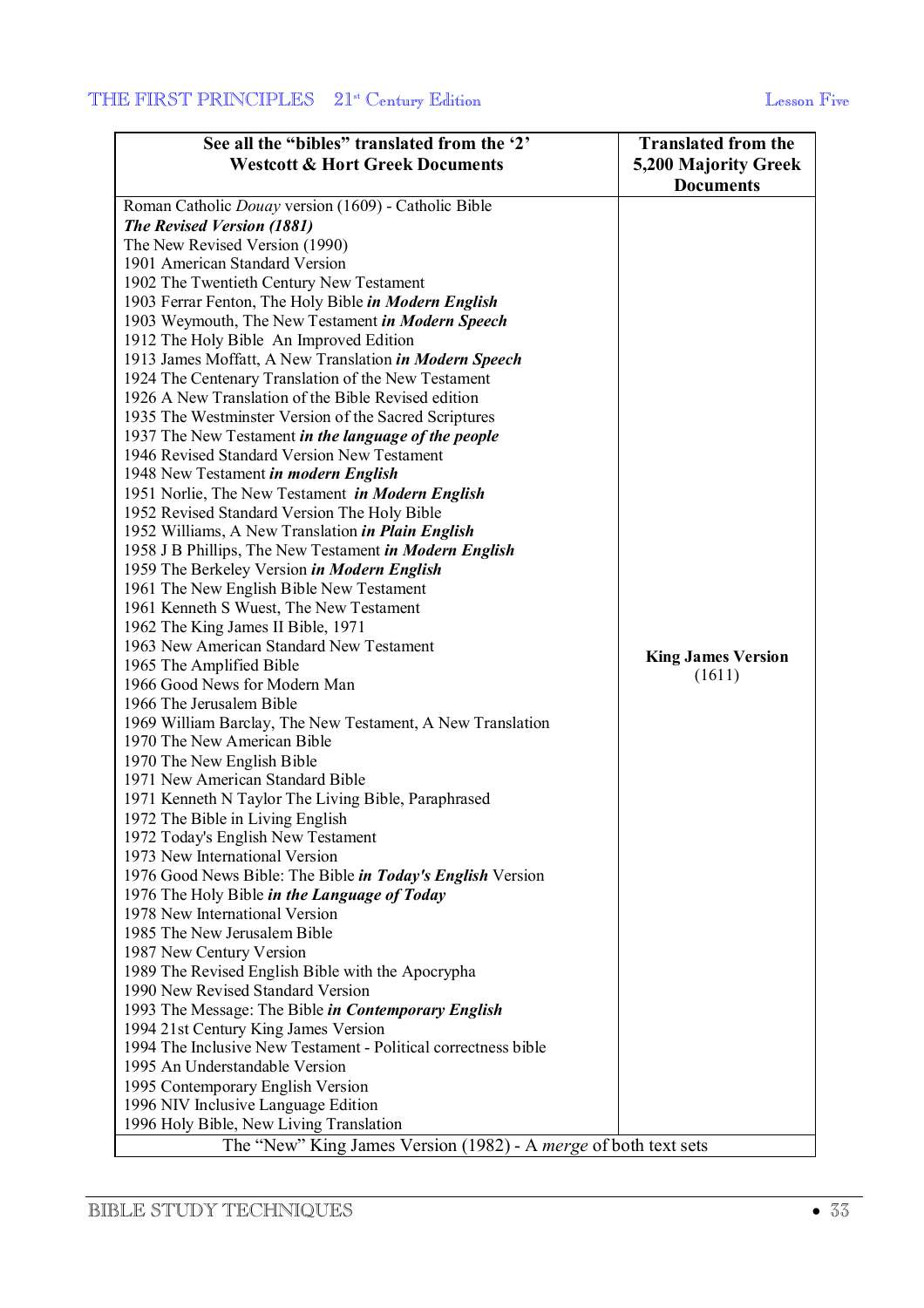| See all the "bibles" translated from the '2' Westcott & Hort Greek Documents | Translated from the 5,200 Majority Greek Documents |
|---|---|
| Roman Catholic *Douay* version (1609) - Catholic Bible<br>***The Revised Version (1881)***<br>The New Revised Version (1990)<br>1901 American Standard Version<br>1902 The Twentieth Century New Testament<br>1903 Ferrar Fenton, The Holy Bible ***in Modern English***<br>1903 Weymouth, The New Testament ***in Modern Speech***<br>1912 The Holy Bible An Improved Edition<br>1913 James Moffatt, A New Translation ***in Modern Speech***<br>1924 The Centenary Translation of the New Testament<br>1926 A New Translation of the Bible Revised edition<br>1935 The Westminster Version of the Sacred Scriptures<br>1937 The New Testament ***in the language of the people***<br>1946 Revised Standard Version New Testament<br>1948 New Testament ***in modern English***<br>1951 Norlie, The New Testament ***in Modern English***<br>1952 Revised Standard Version The Holy Bible<br>1952 Williams, A New Translation ***in Plain English***<br>1958 J B Phillips, The New Testament ***in Modern English***<br>1959 The Berkeley Version ***in Modern English***<br>1961 The New English Bible New Testament<br>1961 Kenneth S Wuest, The New Testament<br>1962 The King James II Bible, 1971<br>1963 New American Standard New Testament<br>1965 The Amplified Bible<br>1966 Good News for Modern Man<br>1966 The Jerusalem Bible<br>1969 William Barclay, The New Testament, A New Translation<br>1970 The New American Bible<br>1970 The New English Bible<br>1971 New American Standard Bible<br>1971 Kenneth N Taylor The Living Bible, Paraphrased<br>1972 The Bible in Living English<br>1972 Today's English New Testament<br>1973 New International Version<br>1976 Good News Bible: The Bible ***in Today's English*** Version<br>1976 The Holy Bible ***in the Language of Today***<br>1978 New International Version<br>1985 The New Jerusalem Bible<br>1987 New Century Version<br>1989 The Revised English Bible with the Apocrypha<br>1990 New Revised Standard Version<br>1993 The Message: The Bible ***in Contemporary English***<br>1994 21st Century King James Version<br>1994 The Inclusive New Testament - Political correctness bible<br>1995 An Understandable Version<br>1995 Contemporary English Version<br>1996 NIV Inclusive Language Edition<br>1996 Holy Bible, New Living Translation | **King James Version**<br>(1611) |
| The "New" King James Version (1982) - A *merge* of both text sets | |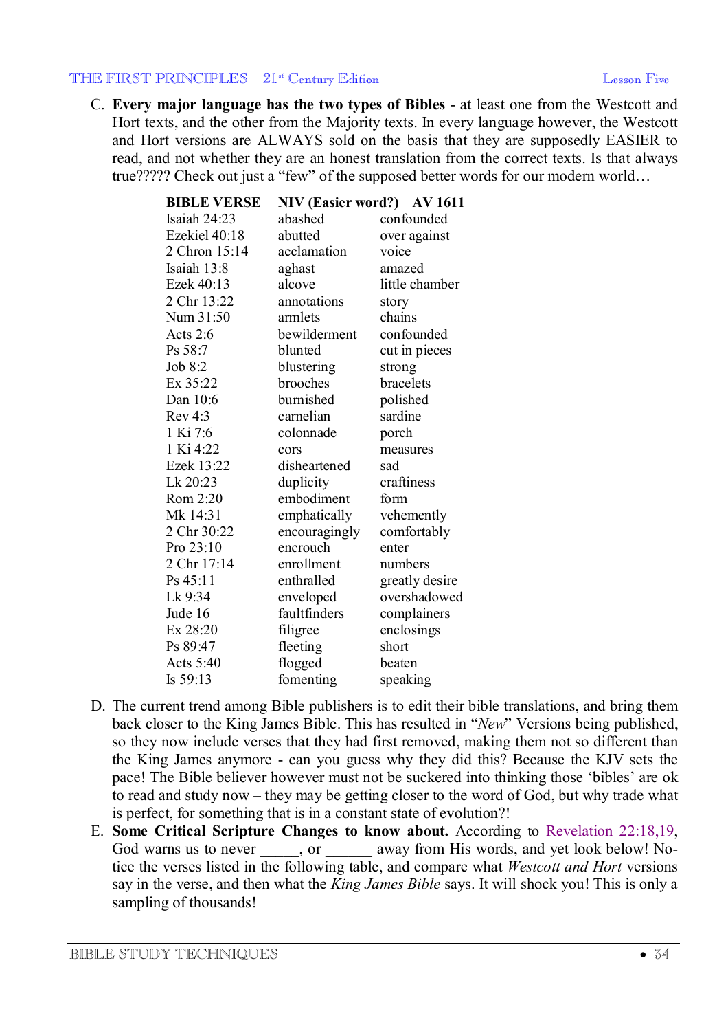C. **Every major language has the two types of Bibles** - at least one from the Westcott and Hort texts, and the other from the Majority texts. In every language however, the Westcott and Hort versions are ALWAYS sold on the basis that they are supposedly EASIER to read, and not whether they are an honest translation from the correct texts. Is that always true????? Check out just a "few" of the supposed better words for our modern world…

| BIBLE VERSE | NIV (Easier word?) | AV 1611 |
|---|---|---|
| Isaiah 24:23 | abashed | confounded |
| Ezekiel 40:18 | abutted | over against |
| 2 Chron 15:14 | acclamation | voice |
| Isaiah 13:8 | aghast | amazed |
| Ezek 40:13 | alcove | little chamber |
| 2 Chr 13:22 | annotations | story |
| Num 31:50 | armlets | chains |
| Acts 2:6 | bewilderment | confounded |
| Ps 58:7 | blunted | cut in pieces |
| Job 8:2 | blustering | strong |
| Ex 35:22 | brooches | bracelets |
| Dan 10:6 | burnished | polished |
| Rev 4:3 | carnelian | sardine |
| 1 Ki 7:6 | colonnade | porch |
| 1 Ki 4:22 | cors | measures |
| Ezek 13:22 | disheartened | sad |
| Lk 20:23 | duplicity | craftiness |
| Rom 2:20 | embodiment | form |
| Mk 14:31 | emphatically | vehemently |
| 2 Chr 30:22 | encouragingly | comfortably |
| Pro 23:10 | encrouch | enter |
| 2 Chr 17:14 | enrollment | numbers |
| Ps 45:11 | enthralled | greatly desire |
| Lk 9:34 | enveloped | overshadowed |
| Jude 16 | faultfinders | complainers |
| Ex 28:20 | filigree | enclosings |
| Ps 89:47 | fleeting | short |
| Acts 5:40 | flogged | beaten |
| Is 59:13 | fomenting | speaking |

D. The current trend among Bible publishers is to edit their bible translations, and bring them back closer to the King James Bible. This has resulted in "*New*" Versions being published, so they now include verses that they had first removed, making them not so different than the King James anymore - can you guess why they did this? Because the KJV sets the pace! The Bible believer however must not be suckered into thinking those 'bibles' are ok to read and study now – they may be getting closer to the word of God, but why trade what is perfect, for something that is in a constant state of evolution?!

E. **Some Critical Scripture Changes to know about.** According to Revelation 22:18,19, God warns us to never _____, or ______ away from His words, and yet look below! Notice the verses listed in the following table, and compare what *Westcott and Hort* versions say in the verse, and then what the *King James Bible* says. It will shock you! This is only a sampling of thousands!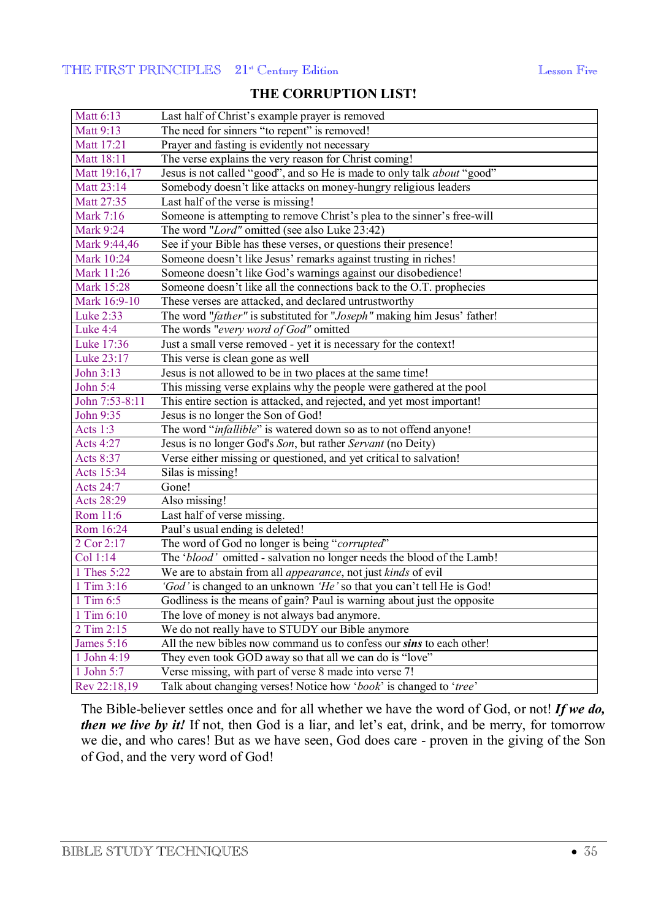## THE CORRUPTION LIST!

| | |
|---|---|
| Matt 6:13 | Last half of Christ's example prayer is removed |
| Matt 9:13 | The need for sinners "to repent" is removed! |
| Matt 17:21 | Prayer and fasting is evidently not necessary |
| Matt 18:11 | The verse explains the very reason for Christ coming! |
| Matt 19:16,17 | Jesus is not called "good", and so He is made to only talk *about* "good" |
| Matt 23:14 | Somebody doesn't like attacks on money-hungry religious leaders |
| Matt 27:35 | Last half of the verse is missing! |
| Mark 7:16 | Someone is attempting to remove Christ's plea to the sinner's free-will |
| Mark 9:24 | The word "*Lord*" omitted (see also Luke 23:42) |
| Mark 9:44,46 | See if your Bible has these verses, or questions their presence! |
| Mark 10:24 | Someone doesn't like Jesus' remarks against trusting in riches! |
| Mark 11:26 | Someone doesn't like God's warnings against our disobedience! |
| Mark 15:28 | Someone doesn't like all the connections back to the O.T. prophecies |
| Mark 16:9-10 | These verses are attacked, and declared untrustworthy |
| Luke 2:33 | The word "*father*" is substituted for "*Joseph*" making him Jesus' father! |
| Luke 4:4 | The words "*every word of God*" omitted |
| Luke 17:36 | Just a small verse removed - yet it is necessary for the context! |
| Luke 23:17 | This verse is clean gone as well |
| John 3:13 | Jesus is not allowed to be in two places at the same time! |
| John 5:4 | This missing verse explains why the people were gathered at the pool |
| John 7:53-8:11 | This entire section is attacked, and rejected, and yet most important! |
| John 9:35 | Jesus is no longer the Son of God! |
| Acts 1:3 | The word "*infallible*" is watered down so as to not offend anyone! |
| Acts 4:27 | Jesus is no longer God's *Son*, but rather *Servant* (no Deity) |
| Acts 8:37 | Verse either missing or questioned, and yet critical to salvation! |
| Acts 15:34 | Silas is missing! |
| Acts 24:7 | Gone! |
| Acts 28:29 | Also missing! |
| Rom 11:6 | Last half of verse missing. |
| Rom 16:24 | Paul's usual ending is deleted! |
| 2 Cor 2:17 | The word of God no longer is being "*corrupted*" |
| Col 1:14 | The '*blood*' omitted - salvation no longer needs the blood of the Lamb! |
| 1 Thes 5:22 | We are to abstain from all *appearance*, not just *kinds* of evil |
| 1 Tim 3:16 | '*God*' is changed to an unknown '*He*' so that you can't tell He is God! |
| 1 Tim 6:5 | Godliness is the means of gain? Paul is warning about just the opposite |
| 1 Tim 6:10 | The love of money is not always bad anymore. |
| 2 Tim 2:15 | We do not really have to STUDY our Bible anymore |
| James 5:16 | All the new bibles now command us to confess our ***sins*** to each other! |
| 1 John 4:19 | They even took GOD away so that all we can do is "love" |
| 1 John 5:7 | Verse missing, with part of verse 8 made into verse 7! |
| Rev 22:18,19 | Talk about changing verses! Notice how '*book*' is changed to '*tree*' |

The Bible-believer settles once and for all whether we have the word of God, or not! ***If we do, then we live by it!*** If not, then God is a liar, and let's eat, drink, and be merry, for tomorrow we die, and who cares! But as we have seen, God does care - proven in the giving of the Son of God, and the very word of God!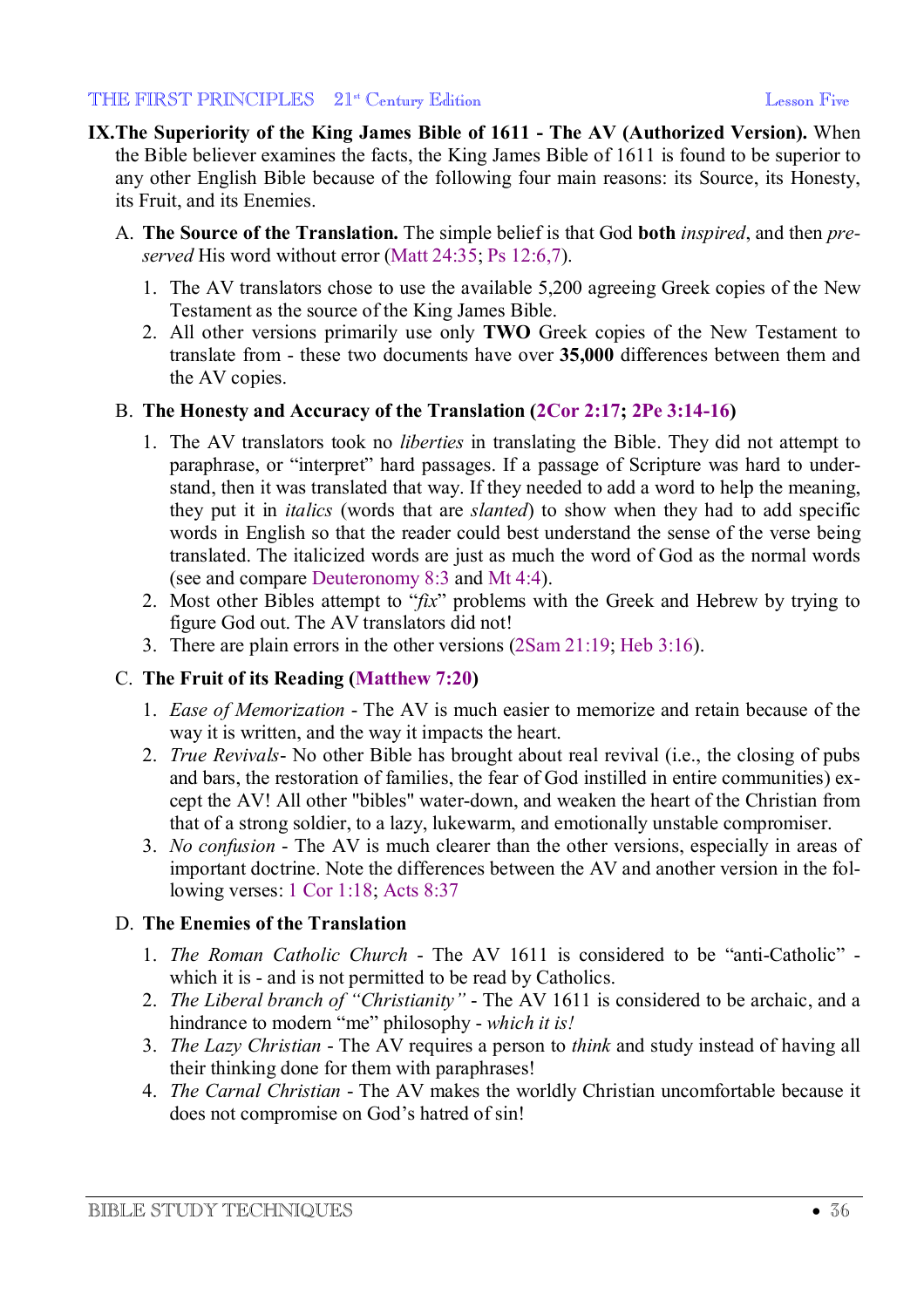**IX.The Superiority of the King James Bible of 1611 - The AV (Authorized Version).** When the Bible believer examines the facts, the King James Bible of 1611 is found to be superior to any other English Bible because of the following four main reasons: its Source, its Honesty, its Fruit, and its Enemies.

A. **The Source of the Translation.** The simple belief is that God **both** *inspired*, and then *preserved* His word without error (Matt 24:35; Ps 12:6,7).

1. The AV translators chose to use the available 5,200 agreeing Greek copies of the New Testament as the source of the King James Bible.
2. All other versions primarily use only **TWO** Greek copies of the New Testament to translate from - these two documents have over **35,000** differences between them and the AV copies.

B. **The Honesty and Accuracy of the Translation (2Cor 2:17; 2Pe 3:14-16)**

1. The AV translators took no *liberties* in translating the Bible. They did not attempt to paraphrase, or "interpret" hard passages. If a passage of Scripture was hard to understand, then it was translated that way. If they needed to add a word to help the meaning, they put it in *italics* (words that are *slanted*) to show when they had to add specific words in English so that the reader could best understand the sense of the verse being translated. The italicized words are just as much the word of God as the normal words (see and compare Deuteronomy 8:3 and Mt 4:4).
2. Most other Bibles attempt to "*fix*" problems with the Greek and Hebrew by trying to figure God out. The AV translators did not!
3. There are plain errors in the other versions (2Sam 21:19; Heb 3:16).

C. **The Fruit of its Reading (Matthew 7:20)**

1. *Ease of Memorization* - The AV is much easier to memorize and retain because of the way it is written, and the way it impacts the heart.
2. *True Revivals*- No other Bible has brought about real revival (i.e., the closing of pubs and bars, the restoration of families, the fear of God instilled in entire communities) except the AV! All other "bibles" water-down, and weaken the heart of the Christian from that of a strong soldier, to a lazy, lukewarm, and emotionally unstable compromiser.
3. *No confusion* - The AV is much clearer than the other versions, especially in areas of important doctrine. Note the differences between the AV and another version in the following verses: 1 Cor 1:18; Acts 8:37

D. **The Enemies of the Translation**

1. *The Roman Catholic Church* - The AV 1611 is considered to be "anti-Catholic" - which it is - and is not permitted to be read by Catholics.
2. *The Liberal branch of "Christianity"* - The AV 1611 is considered to be archaic, and a hindrance to modern "me" philosophy - *which it is!*
3. *The Lazy Christian* - The AV requires a person to *think* and study instead of having all their thinking done for them with paraphrases!
4. *The Carnal Christian* - The AV makes the worldly Christian uncomfortable because it does not compromise on God's hatred of sin!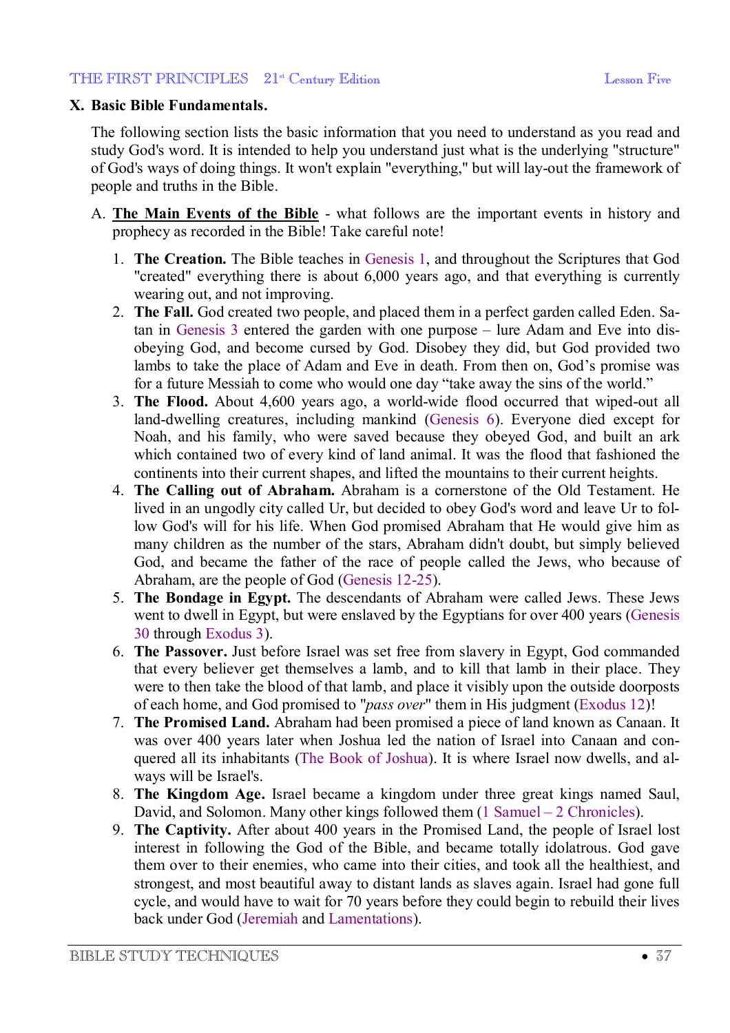## X. Basic Bible Fundamentals.

The following section lists the basic information that you need to understand as you read and study God's word. It is intended to help you understand just what is the underlying "structure" of God's ways of doing things. It won't explain "everything," but will lay-out the framework of people and truths in the Bible.

A. **<u>The Main Events of the Bible</u>** - what follows are the important events in history and prophecy as recorded in the Bible! Take careful note!

1. **The Creation.** The Bible teaches in Genesis 1, and throughout the Scriptures that God "created" everything there is about 6,000 years ago, and that everything is currently wearing out, and not improving.
2. **The Fall.** God created two people, and placed them in a perfect garden called Eden. Satan in Genesis 3 entered the garden with one purpose – lure Adam and Eve into disobeying God, and become cursed by God. Disobey they did, but God provided two lambs to take the place of Adam and Eve in death. From then on, God's promise was for a future Messiah to come who would one day "take away the sins of the world."
3. **The Flood.** About 4,600 years ago, a world-wide flood occurred that wiped-out all land-dwelling creatures, including mankind (Genesis 6). Everyone died except for Noah, and his family, who were saved because they obeyed God, and built an ark which contained two of every kind of land animal. It was the flood that fashioned the continents into their current shapes, and lifted the mountains to their current heights.
4. **The Calling out of Abraham.** Abraham is a cornerstone of the Old Testament. He lived in an ungodly city called Ur, but decided to obey God's word and leave Ur to follow God's will for his life. When God promised Abraham that He would give him as many children as the number of the stars, Abraham didn't doubt, but simply believed God, and became the father of the race of people called the Jews, who because of Abraham, are the people of God (Genesis 12-25).
5. **The Bondage in Egypt.** The descendants of Abraham were called Jews. These Jews went to dwell in Egypt, but were enslaved by the Egyptians for over 400 years (Genesis 30 through Exodus 3).
6. **The Passover.** Just before Israel was set free from slavery in Egypt, God commanded that every believer get themselves a lamb, and to kill that lamb in their place. They were to then take the blood of that lamb, and place it visibly upon the outside doorposts of each home, and God promised to "*pass over*" them in His judgment (Exodus 12)!
7. **The Promised Land.** Abraham had been promised a piece of land known as Canaan. It was over 400 years later when Joshua led the nation of Israel into Canaan and conquered all its inhabitants (The Book of Joshua). It is where Israel now dwells, and always will be Israel's.
8. **The Kingdom Age.** Israel became a kingdom under three great kings named Saul, David, and Solomon. Many other kings followed them (1 Samuel – 2 Chronicles).
9. **The Captivity.** After about 400 years in the Promised Land, the people of Israel lost interest in following the God of the Bible, and became totally idolatrous. God gave them over to their enemies, who came into their cities, and took all the healthiest, and strongest, and most beautiful away to distant lands as slaves again. Israel had gone full cycle, and would have to wait for 70 years before they could begin to rebuild their lives back under God (Jeremiah and Lamentations).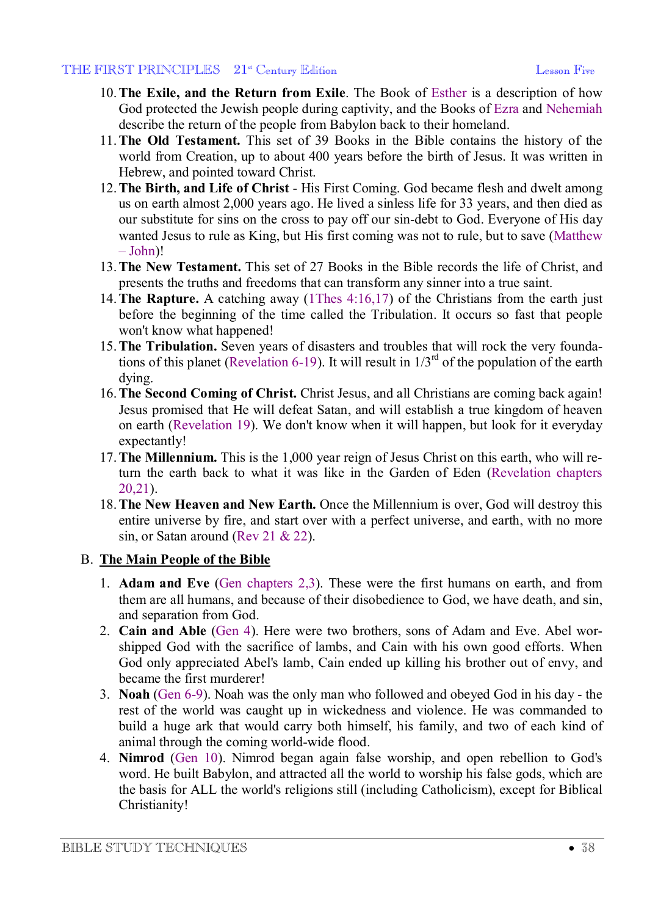10. **The Exile, and the Return from Exile**. The Book of Esther is a description of how God protected the Jewish people during captivity, and the Books of Ezra and Nehemiah describe the return of the people from Babylon back to their homeland.
11. **The Old Testament.** This set of 39 Books in the Bible contains the history of the world from Creation, up to about 400 years before the birth of Jesus. It was written in Hebrew, and pointed toward Christ.
12. **The Birth, and Life of Christ** - His First Coming. God became flesh and dwelt among us on earth almost 2,000 years ago. He lived a sinless life for 33 years, and then died as our substitute for sins on the cross to pay off our sin-debt to God. Everyone of His day wanted Jesus to rule as King, but His first coming was not to rule, but to save (Matthew – John)!
13. **The New Testament.** This set of 27 Books in the Bible records the life of Christ, and presents the truths and freedoms that can transform any sinner into a true saint.
14. **The Rapture.** A catching away (1Thes 4:16,17) of the Christians from the earth just before the beginning of the time called the Tribulation. It occurs so fast that people won't know what happened!
15. **The Tribulation.** Seven years of disasters and troubles that will rock the very foundations of this planet (Revelation 6-19). It will result in 1/3rd of the population of the earth dying.
16. **The Second Coming of Christ.** Christ Jesus, and all Christians are coming back again! Jesus promised that He will defeat Satan, and will establish a true kingdom of heaven on earth (Revelation 19). We don't know when it will happen, but look for it everyday expectantly!
17. **The Millennium.** This is the 1,000 year reign of Jesus Christ on this earth, who will return the earth back to what it was like in the Garden of Eden (Revelation chapters 20,21).
18. **The New Heaven and New Earth.** Once the Millennium is over, God will destroy this entire universe by fire, and start over with a perfect universe, and earth, with no more sin, or Satan around (Rev 21 & 22).

B. **<u>The Main People of the Bible</u>**

1. **Adam and Eve** (Gen chapters 2,3). These were the first humans on earth, and from them are all humans, and because of their disobedience to God, we have death, and sin, and separation from God.
2. **Cain and Able** (Gen 4). Here were two brothers, sons of Adam and Eve. Abel worshipped God with the sacrifice of lambs, and Cain with his own good efforts. When God only appreciated Abel's lamb, Cain ended up killing his brother out of envy, and became the first murderer!
3. **Noah** (Gen 6-9). Noah was the only man who followed and obeyed God in his day - the rest of the world was caught up in wickedness and violence. He was commanded to build a huge ark that would carry both himself, his family, and two of each kind of animal through the coming world-wide flood.
4. **Nimrod** (Gen 10). Nimrod began again false worship, and open rebellion to God's word. He built Babylon, and attracted all the world to worship his false gods, which are the basis for ALL the world's religions still (including Catholicism), except for Biblical Christianity!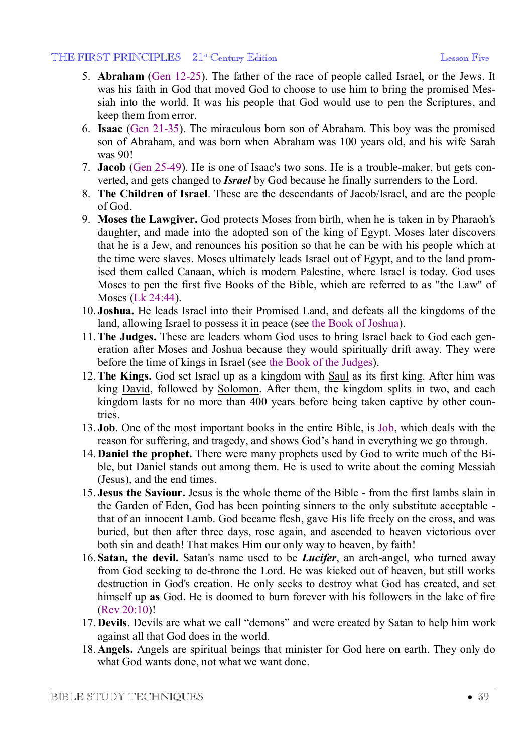5. **Abraham** (Gen 12-25). The father of the race of people called Israel, or the Jews. It was his faith in God that moved God to choose to use him to bring the promised Messiah into the world. It was his people that God would use to pen the Scriptures, and keep them from error.
6. **Isaac** (Gen 21-35). The miraculous born son of Abraham. This boy was the promised son of Abraham, and was born when Abraham was 100 years old, and his wife Sarah was 90!
7. **Jacob** (Gen 25-49). He is one of Isaac's two sons. He is a trouble-maker, but gets converted, and gets changed to ***Israel*** by God because he finally surrenders to the Lord.
8. **The Children of Israel**. These are the descendants of Jacob/Israel, and are the people of God.
9. **Moses the Lawgiver.** God protects Moses from birth, when he is taken in by Pharaoh's daughter, and made into the adopted son of the king of Egypt. Moses later discovers that he is a Jew, and renounces his position so that he can be with his people which at the time were slaves. Moses ultimately leads Israel out of Egypt, and to the land promised them called Canaan, which is modern Palestine, where Israel is today. God uses Moses to pen the first five Books of the Bible, which are referred to as "the Law" of Moses (Lk 24:44).
10. **Joshua.** He leads Israel into their Promised Land, and defeats all the kingdoms of the land, allowing Israel to possess it in peace (see the Book of Joshua).
11. **The Judges.** These are leaders whom God uses to bring Israel back to God each generation after Moses and Joshua because they would spiritually drift away. They were before the time of kings in Israel (see the Book of the Judges).
12. **The Kings.** God set Israel up as a kingdom with Saul as its first king. After him was king David, followed by Solomon. After them, the kingdom splits in two, and each kingdom lasts for no more than 400 years before being taken captive by other countries.
13. **Job**. One of the most important books in the entire Bible, is Job, which deals with the reason for suffering, and tragedy, and shows God's hand in everything we go through.
14. **Daniel the prophet.** There were many prophets used by God to write much of the Bible, but Daniel stands out among them. He is used to write about the coming Messiah (Jesus), and the end times.
15. **Jesus the Saviour.** Jesus is the whole theme of the Bible - from the first lambs slain in the Garden of Eden, God has been pointing sinners to the only substitute acceptable - that of an innocent Lamb. God became flesh, gave His life freely on the cross, and was buried, but then after three days, rose again, and ascended to heaven victorious over both sin and death! That makes Him our only way to heaven, by faith!
16. **Satan, the devil.** Satan's name used to be ***Lucifer***, an arch-angel, who turned away from God seeking to de-throne the Lord. He was kicked out of heaven, but still works destruction in God's creation. He only seeks to destroy what God has created, and set himself up **as** God. He is doomed to burn forever with his followers in the lake of fire (Rev 20:10)!
17. **Devils**. Devils are what we call "demons" and were created by Satan to help him work against all that God does in the world.
18. **Angels.** Angels are spiritual beings that minister for God here on earth. They only do what God wants done, not what we want done.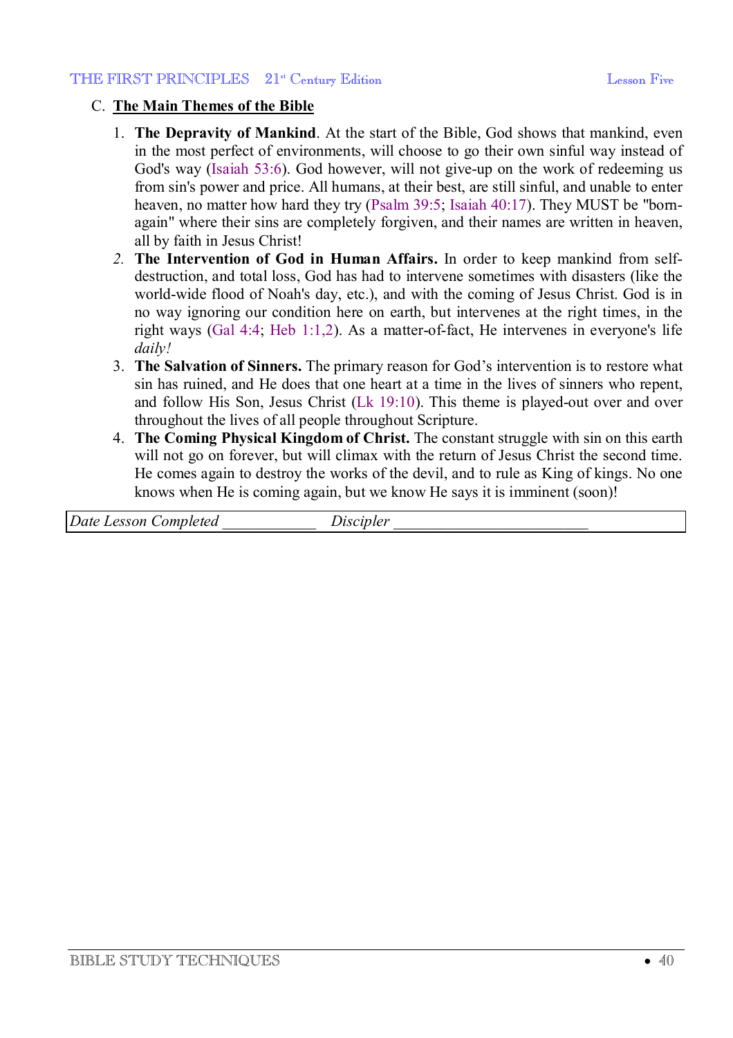C. **<u>The Main Themes of the Bible</u>**

1. **The Depravity of Mankind**. At the start of the Bible, God shows that mankind, even in the most perfect of environments, will choose to go their own sinful way instead of God's way (Isaiah 53:6). God however, will not give-up on the work of redeeming us from sin's power and price. All humans, at their best, are still sinful, and unable to enter heaven, no matter how hard they try (Psalm 39:5; Isaiah 40:17). They MUST be "born-again" where their sins are completely forgiven, and their names are written in heaven, all by faith in Jesus Christ!
2. **The Intervention of God in Human Affairs.** In order to keep mankind from self-destruction, and total loss, God has had to intervene sometimes with disasters (like the world-wide flood of Noah's day, etc.), and with the coming of Jesus Christ. God is in no way ignoring our condition here on earth, but intervenes at the right times, in the right ways (Gal 4:4; Heb 1:1,2). As a matter-of-fact, He intervenes in everyone's life *daily!*
3. **The Salvation of Sinners.** The primary reason for God's intervention is to restore what sin has ruined, and He does that one heart at a time in the lives of sinners who repent, and follow His Son, Jesus Christ (Lk 19:10). This theme is played-out over and over throughout the lives of all people throughout Scripture.
4. **The Coming Physical Kingdom of Christ.** The constant struggle with sin on this earth will not go on forever, but will climax with the return of Jesus Christ the second time. He comes again to destroy the works of the devil, and to rule as King of kings. No one knows when He is coming again, but we know He says it is imminent (soon)!

*Date Lesson Completed* ____________ *Discipler* _________________________